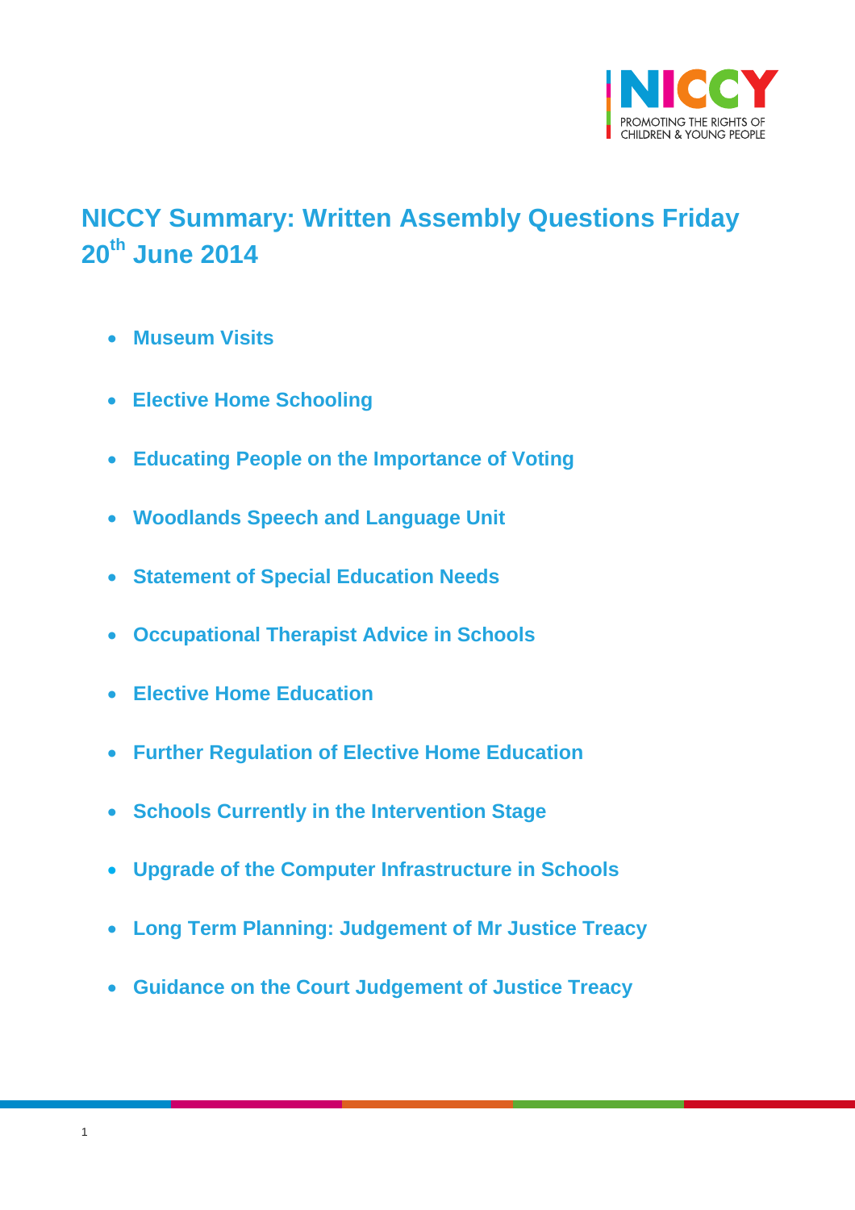# NICCY Summary: Written Assembly Questions Friday 20th June 2014

- **Museum Visits**
- **Elective Home Schooling**
- **Educating People on the Importance of Voting**
- **Woodlands Speech and Language Unit**
- **Statement of Special Education Needs**
- **Occupational Therapist Advice in Schools**
- **Elective Home Education**
- **Further Regulation of Elective Home Education**
- **Schools Currently in the Intervention Stage**
- **Upgrade of the Computer Infrastructure in Schools**
- **Long Term Planning: Judgement of Mr Justice Treacy**
- **Guidance on the Court Judgement of Justice Treacy**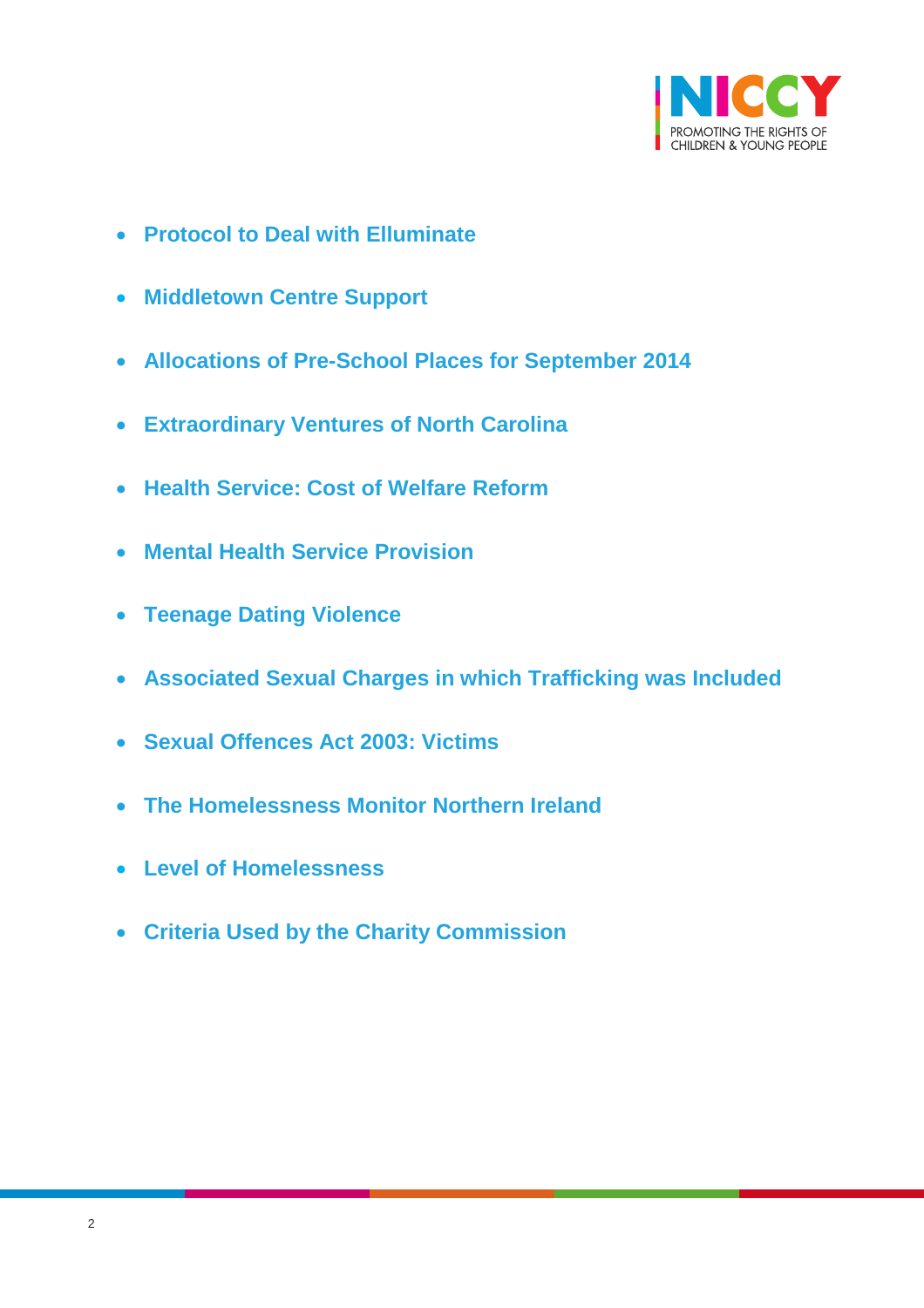- **Protocol to Deal with Elluminate**
- **Middletown Centre Support**
- **Allocations of Pre-School Places for September 2014**
- **Extraordinary Ventures of North Carolina**
- **Health Service: Cost of Welfare Reform**
- **Mental Health Service Provision**
- **Teenage Dating Violence**
- **Associated Sexual Charges in which Trafficking was Included**
- **Sexual Offences Act 2003: Victims**
- **The Homelessness Monitor Northern Ireland**
- **Level of Homelessness**
- **Criteria Used by the Charity Commission**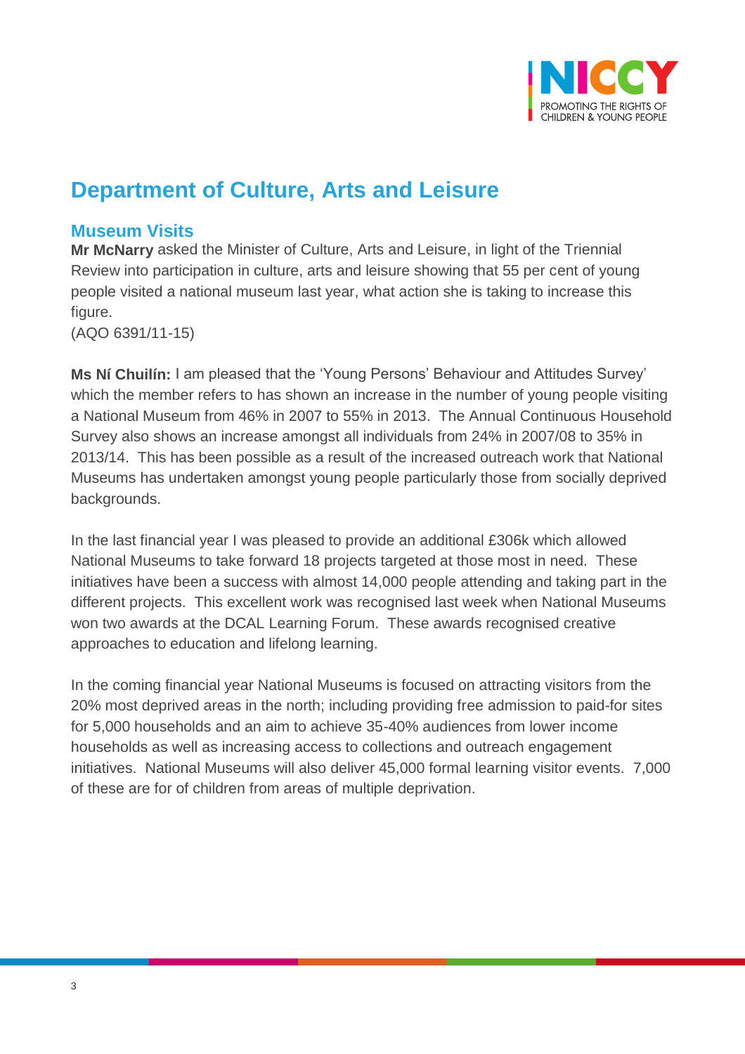## Department of Culture, Arts and Leisure

### Museum Visits

**Mr McNarry** asked the Minister of Culture, Arts and Leisure, in light of the Triennial Review into participation in culture, arts and leisure showing that 55 per cent of young people visited a national museum last year, what action she is taking to increase this figure.
(AQO 6391/11-15)

**Ms Ní Chuilín:** I am pleased that the 'Young Persons' Behaviour and Attitudes Survey' which the member refers to has shown an increase in the number of young people visiting a National Museum from 46% in 2007 to 55% in 2013. The Annual Continuous Household Survey also shows an increase amongst all individuals from 24% in 2007/08 to 35% in 2013/14. This has been possible as a result of the increased outreach work that National Museums has undertaken amongst young people particularly those from socially deprived backgrounds.

In the last financial year I was pleased to provide an additional £306k which allowed National Museums to take forward 18 projects targeted at those most in need. These initiatives have been a success with almost 14,000 people attending and taking part in the different projects. This excellent work was recognised last week when National Museums won two awards at the DCAL Learning Forum. These awards recognised creative approaches to education and lifelong learning.

In the coming financial year National Museums is focused on attracting visitors from the 20% most deprived areas in the north; including providing free admission to paid-for sites for 5,000 households and an aim to achieve 35-40% audiences from lower income households as well as increasing access to collections and outreach engagement initiatives. National Museums will also deliver 45,000 formal learning visitor events. 7,000 of these are for of children from areas of multiple deprivation.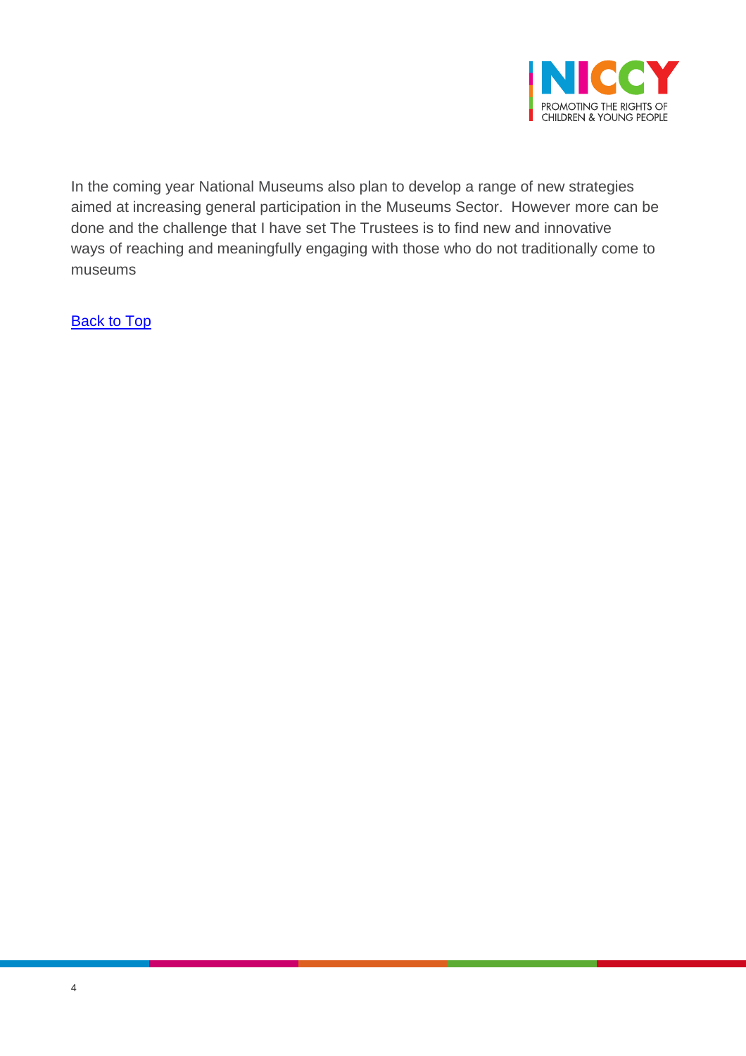In the coming year National Museums also plan to develop a range of new strategies aimed at increasing general participation in the Museums Sector.  However more can be done and the challenge that I have set The Trustees is to find new and innovative ways of reaching and meaningfully engaging with those who do not traditionally come to museums

Back to Top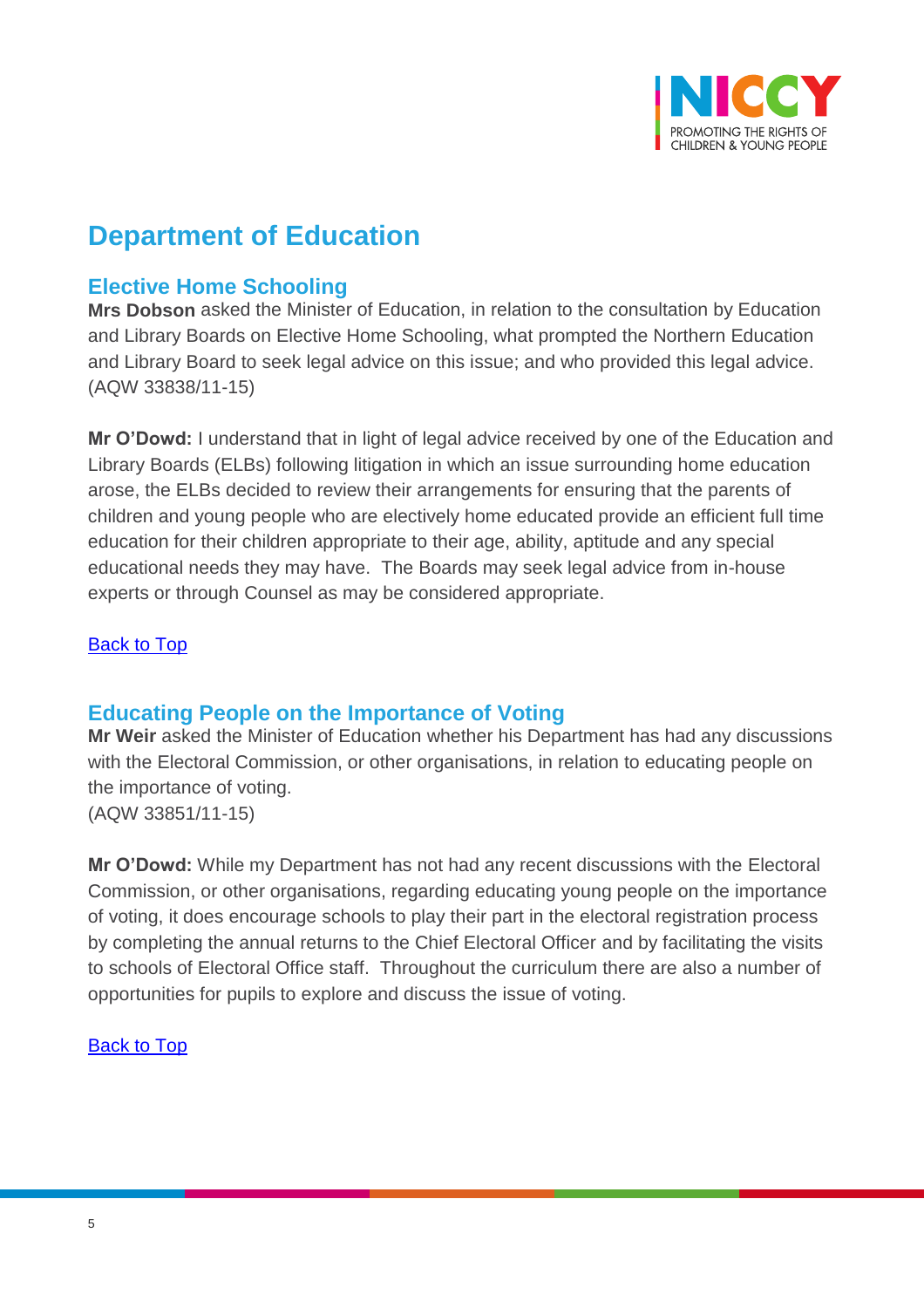# Department of Education

## Elective Home Schooling

**Mrs Dobson** asked the Minister of Education, in relation to the consultation by Education and Library Boards on Elective Home Schooling, what prompted the Northern Education and Library Board to seek legal advice on this issue; and who provided this legal advice.
(AQW 33838/11-15)

**Mr O'Dowd:** I understand that in light of legal advice received by one of the Education and Library Boards (ELBs) following litigation in which an issue surrounding home education arose, the ELBs decided to review their arrangements for ensuring that the parents of children and young people who are electively home educated provide an efficient full time education for their children appropriate to their age, ability, aptitude and any special educational needs they may have. The Boards may seek legal advice from in-house experts or through Counsel as may be considered appropriate.

Back to Top

## Educating People on the Importance of Voting

**Mr Weir** asked the Minister of Education whether his Department has had any discussions with the Electoral Commission, or other organisations, in relation to educating people on the importance of voting.
(AQW 33851/11-15)

**Mr O'Dowd:** While my Department has not had any recent discussions with the Electoral Commission, or other organisations, regarding educating young people on the importance of voting, it does encourage schools to play their part in the electoral registration process by completing the annual returns to the Chief Electoral Officer and by facilitating the visits to schools of Electoral Office staff. Throughout the curriculum there are also a number of opportunities for pupils to explore and discuss the issue of voting.

Back to Top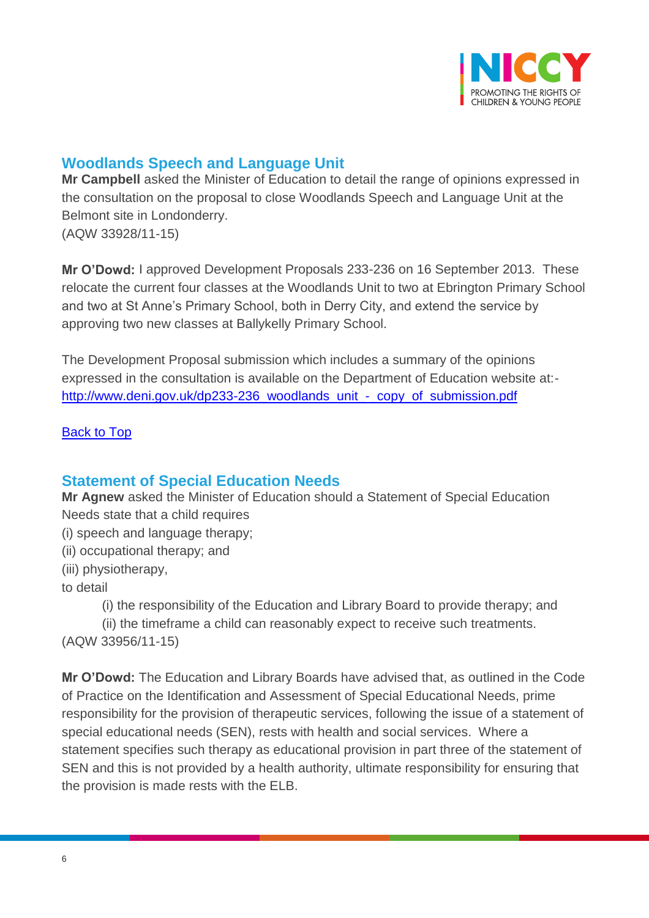## Woodlands Speech and Language Unit

**Mr Campbell** asked the Minister of Education to detail the range of opinions expressed in the consultation on the proposal to close Woodlands Speech and Language Unit at the Belmont site in Londonderry.
(AQW 33928/11-15)

**Mr O'Dowd:** I approved Development Proposals 233-236 on 16 September 2013. These relocate the current four classes at the Woodlands Unit to two at Ebrington Primary School and two at St Anne's Primary School, both in Derry City, and extend the service by approving two new classes at Ballykelly Primary School.

The Development Proposal submission which includes a summary of the opinions expressed in the consultation is available on the Department of Education website at:- [http://www.deni.gov.uk/dp233-236_woodlands_unit_-_copy_of_submission.pdf](http://www.deni.gov.uk/dp233-236_woodlands_unit_-_copy_of_submission.pdf)

Back to Top

## Statement of Special Education Needs

**Mr Agnew** asked the Minister of Education should a Statement of Special Education Needs state that a child requires
(i) speech and language therapy;
(ii) occupational therapy; and
(iii) physiotherapy,
to detail
   (i) the responsibility of the Education and Library Board to provide therapy; and
   (ii) the timeframe a child can reasonably expect to receive such treatments.
(AQW 33956/11-15)

**Mr O'Dowd:** The Education and Library Boards have advised that, as outlined in the Code of Practice on the Identification and Assessment of Special Educational Needs, prime responsibility for the provision of therapeutic services, following the issue of a statement of special educational needs (SEN), rests with health and social services. Where a statement specifies such therapy as educational provision in part three of the statement of SEN and this is not provided by a health authority, ultimate responsibility for ensuring that the provision is made rests with the ELB.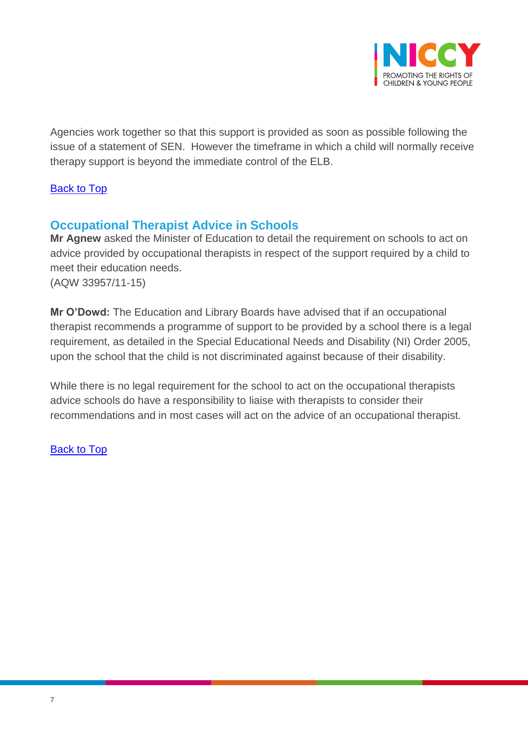Agencies work together so that this support is provided as soon as possible following the issue of a statement of SEN. However the timeframe in which a child will normally receive therapy support is beyond the immediate control of the ELB.

Back to Top

## Occupational Therapist Advice in Schools

**Mr Agnew** asked the Minister of Education to detail the requirement on schools to act on advice provided by occupational therapists in respect of the support required by a child to meet their education needs.
(AQW 33957/11-15)

**Mr O'Dowd:** The Education and Library Boards have advised that if an occupational therapist recommends a programme of support to be provided by a school there is a legal requirement, as detailed in the Special Educational Needs and Disability (NI) Order 2005, upon the school that the child is not discriminated against because of their disability.

While there is no legal requirement for the school to act on the occupational therapists advice schools do have a responsibility to liaise with therapists to consider their recommendations and in most cases will act on the advice of an occupational therapist.

Back to Top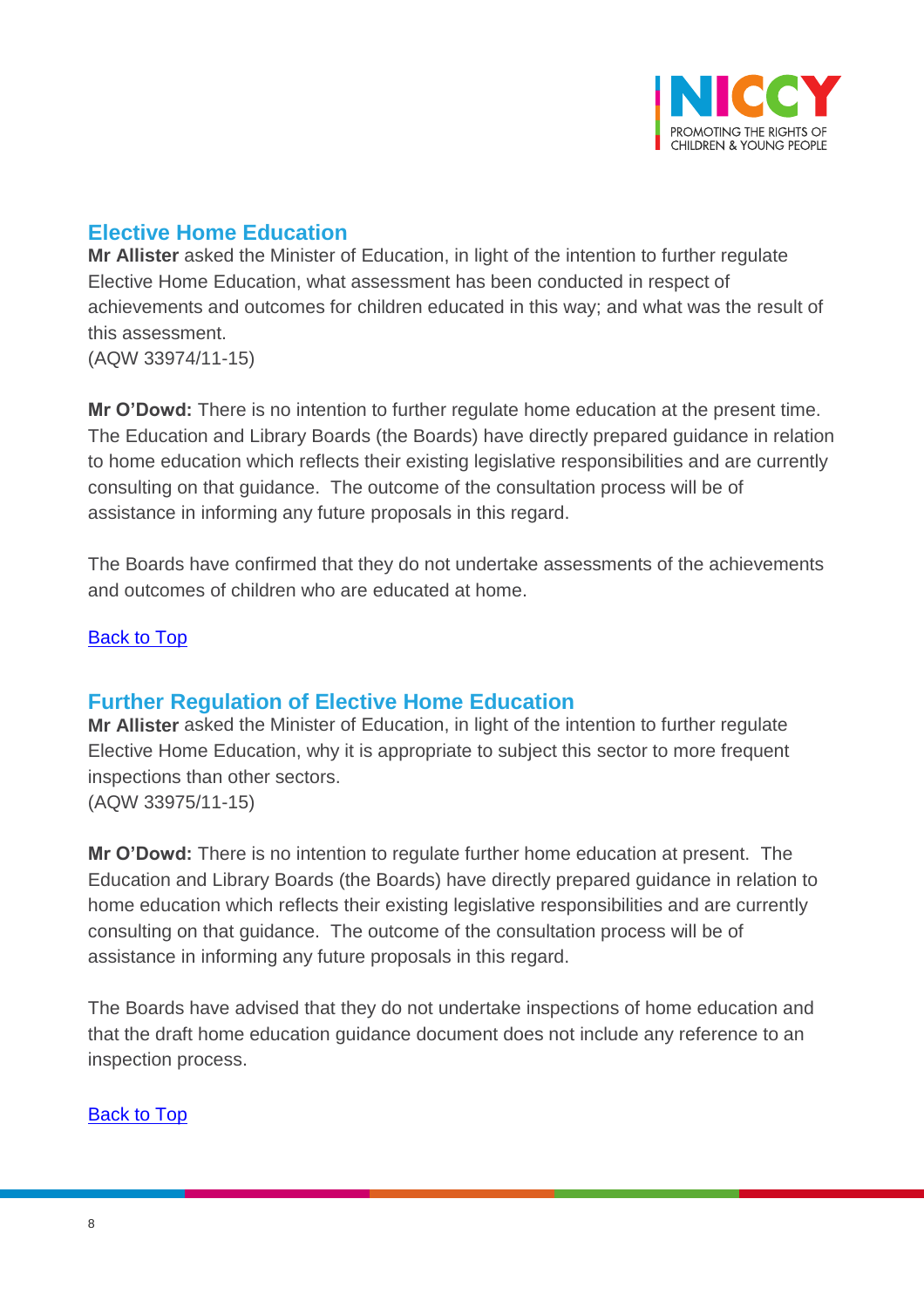## Elective Home Education

**Mr Allister** asked the Minister of Education, in light of the intention to further regulate Elective Home Education, what assessment has been conducted in respect of achievements and outcomes for children educated in this way; and what was the result of this assessment.
(AQW 33974/11-15)

**Mr O'Dowd:** There is no intention to further regulate home education at the present time. The Education and Library Boards (the Boards) have directly prepared guidance in relation to home education which reflects their existing legislative responsibilities and are currently consulting on that guidance. The outcome of the consultation process will be of assistance in informing any future proposals in this regard.

The Boards have confirmed that they do not undertake assessments of the achievements and outcomes of children who are educated at home.

Back to Top

## Further Regulation of Elective Home Education

**Mr Allister** asked the Minister of Education, in light of the intention to further regulate Elective Home Education, why it is appropriate to subject this sector to more frequent inspections than other sectors.
(AQW 33975/11-15)

**Mr O'Dowd:** There is no intention to regulate further home education at present. The Education and Library Boards (the Boards) have directly prepared guidance in relation to home education which reflects their existing legislative responsibilities and are currently consulting on that guidance. The outcome of the consultation process will be of assistance in informing any future proposals in this regard.

The Boards have advised that they do not undertake inspections of home education and that the draft home education guidance document does not include any reference to an inspection process.

Back to Top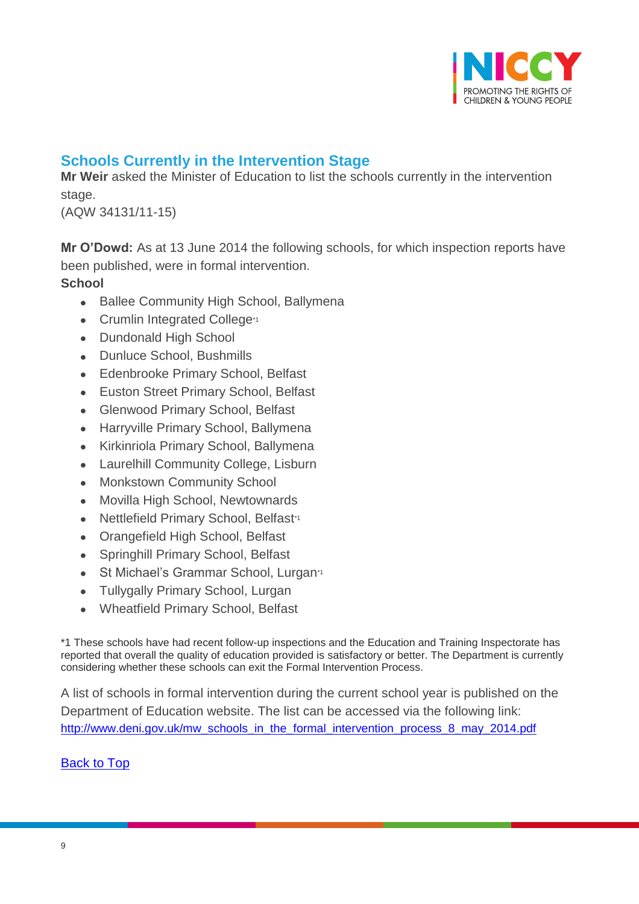## Schools Currently in the Intervention Stage

**Mr Weir** asked the Minister of Education to list the schools currently in the intervention stage.
(AQW 34131/11-15)

**Mr O'Dowd:** As at 13 June 2014 the following schools, for which inspection reports have been published, were in formal intervention.

**School**

- Ballee Community High School, Ballymena
- Crumlin Integrated College*1
- Dundonald High School
- Dunluce School, Bushmills
- Edenbrooke Primary School, Belfast
- Euston Street Primary School, Belfast
- Glenwood Primary School, Belfast
- Harryville Primary School, Ballymena
- Kirkinriola Primary School, Ballymena
- Laurelhill Community College, Lisburn
- Monkstown Community School
- Movilla High School, Newtownards
- Nettlefield Primary School, Belfast*1
- Orangefield High School, Belfast
- Springhill Primary School, Belfast
- St Michael's Grammar School, Lurgan*1
- Tullygally Primary School, Lurgan
- Wheatfield Primary School, Belfast

*1 These schools have had recent follow-up inspections and the Education and Training Inspectorate has reported that overall the quality of education provided is satisfactory or better. The Department is currently considering whether these schools can exit the Formal Intervention Process.

A list of schools in formal intervention during the current school year is published on the Department of Education website. The list can be accessed via the following link: [http://www.deni.gov.uk/mw_schools_in_the_formal_intervention_process_8_may_2014.pdf](http://www.deni.gov.uk/mw_schools_in_the_formal_intervention_process_8_may_2014.pdf)

Back to Top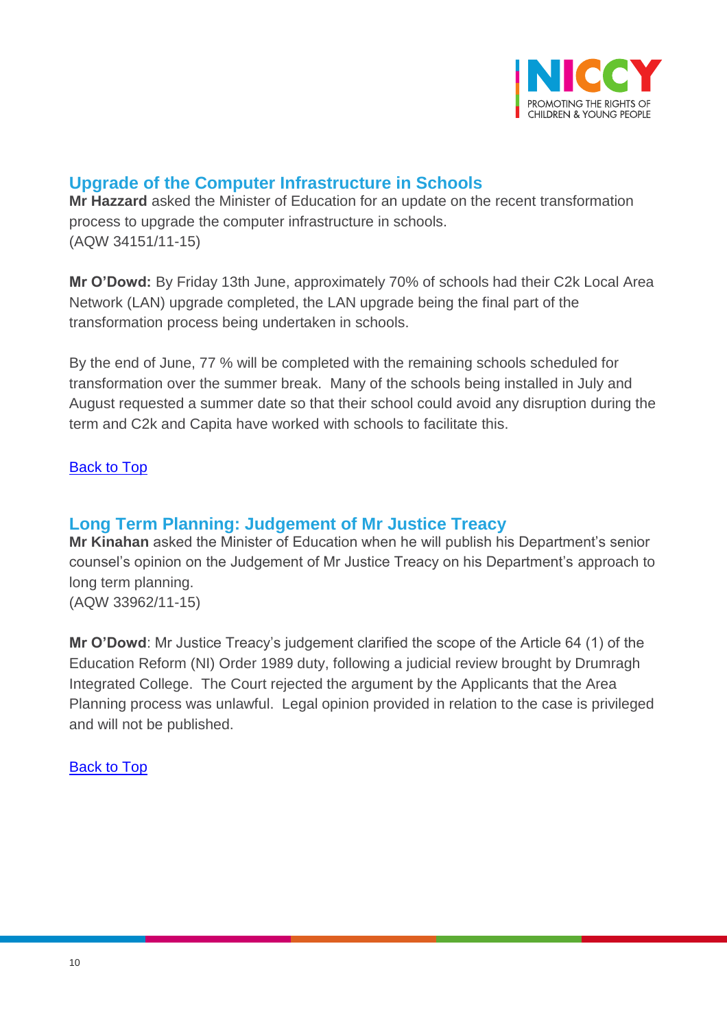## Upgrade of the Computer Infrastructure in Schools

**Mr Hazzard** asked the Minister of Education for an update on the recent transformation process to upgrade the computer infrastructure in schools.
(AQW 34151/11-15)

**Mr O'Dowd:** By Friday 13th June, approximately 70% of schools had their C2k Local Area Network (LAN) upgrade completed, the LAN upgrade being the final part of the transformation process being undertaken in schools.

By the end of June, 77 % will be completed with the remaining schools scheduled for transformation over the summer break. Many of the schools being installed in July and August requested a summer date so that their school could avoid any disruption during the term and C2k and Capita have worked with schools to facilitate this.

Back to Top

## Long Term Planning: Judgement of Mr Justice Treacy

**Mr Kinahan** asked the Minister of Education when he will publish his Department's senior counsel's opinion on the Judgement of Mr Justice Treacy on his Department's approach to long term planning.
(AQW 33962/11-15)

**Mr O'Dowd**: Mr Justice Treacy's judgement clarified the scope of the Article 64 (1) of the Education Reform (NI) Order 1989 duty, following a judicial review brought by Drumragh Integrated College. The Court rejected the argument by the Applicants that the Area Planning process was unlawful. Legal opinion provided in relation to the case is privileged and will not be published.

Back to Top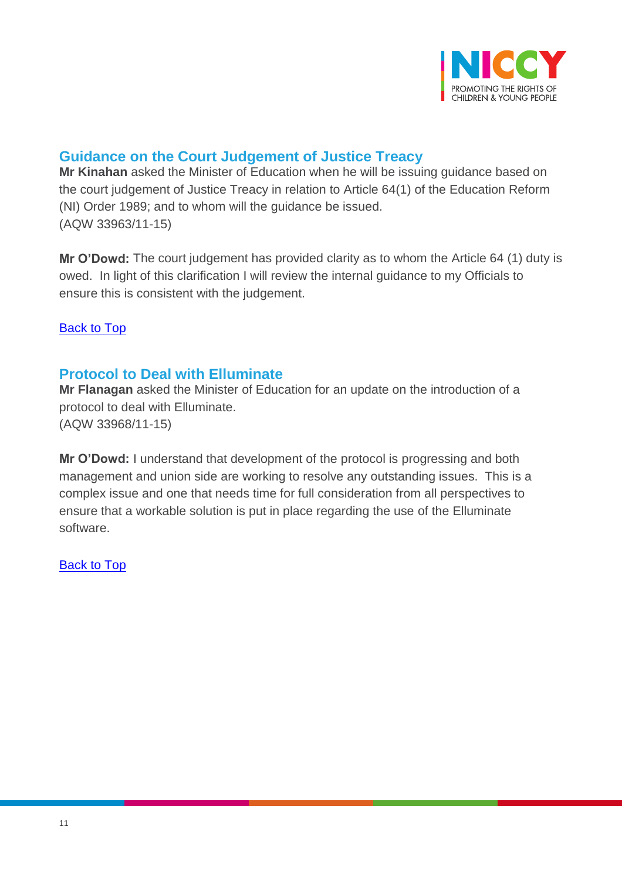## Guidance on the Court Judgement of Justice Treacy

**Mr Kinahan** asked the Minister of Education when he will be issuing guidance based on the court judgement of Justice Treacy in relation to Article 64(1) of the Education Reform (NI) Order 1989; and to whom will the guidance be issued.
(AQW 33963/11-15)

**Mr O'Dowd:** The court judgement has provided clarity as to whom the Article 64 (1) duty is owed. In light of this clarification I will review the internal guidance to my Officials to ensure this is consistent with the judgement.

Back to Top

## Protocol to Deal with Elluminate

**Mr Flanagan** asked the Minister of Education for an update on the introduction of a protocol to deal with Elluminate.
(AQW 33968/11-15)

**Mr O'Dowd:** I understand that development of the protocol is progressing and both management and union side are working to resolve any outstanding issues. This is a complex issue and one that needs time for full consideration from all perspectives to ensure that a workable solution is put in place regarding the use of the Elluminate software.

Back to Top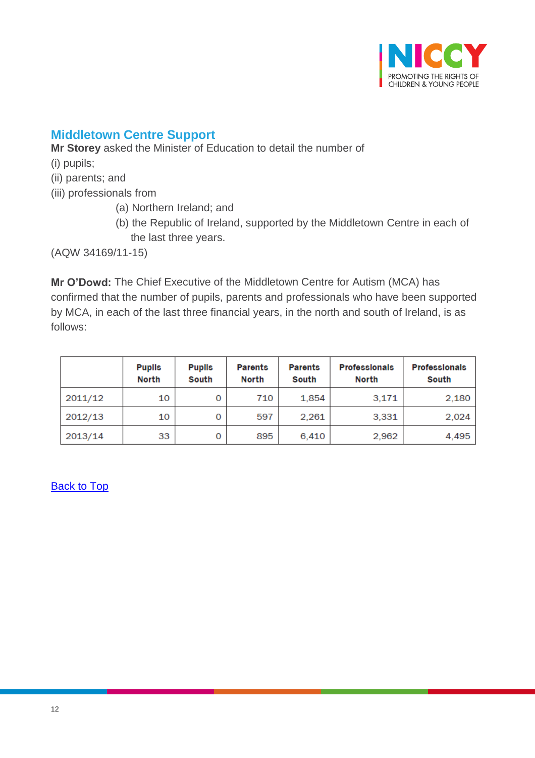## Middletown Centre Support

**Mr Storey** asked the Minister of Education to detail the number of

(i) pupils;

(ii) parents; and

(iii) professionals from

(a) Northern Ireland; and

(b) the Republic of Ireland, supported by the Middletown Centre in each of the last three years.

(AQW 34169/11-15)

**Mr O'Dowd:** The Chief Executive of the Middletown Centre for Autism (MCA) has confirmed that the number of pupils, parents and professionals who have been supported by MCA, in each of the last three financial years, in the north and south of Ireland, is as follows:

| | Pupils North | Pupils South | Parents North | Parents South | Professionals North | Professionals South |
|---|---|---|---|---|---|---|
| 2011/12 | 10 | 0 | 710 | 1,854 | 3,171 | 2,180 |
| 2012/13 | 10 | 0 | 597 | 2,261 | 3,331 | 2,024 |
| 2013/14 | 33 | 0 | 895 | 6,410 | 2,962 | 4,495 |

Back to Top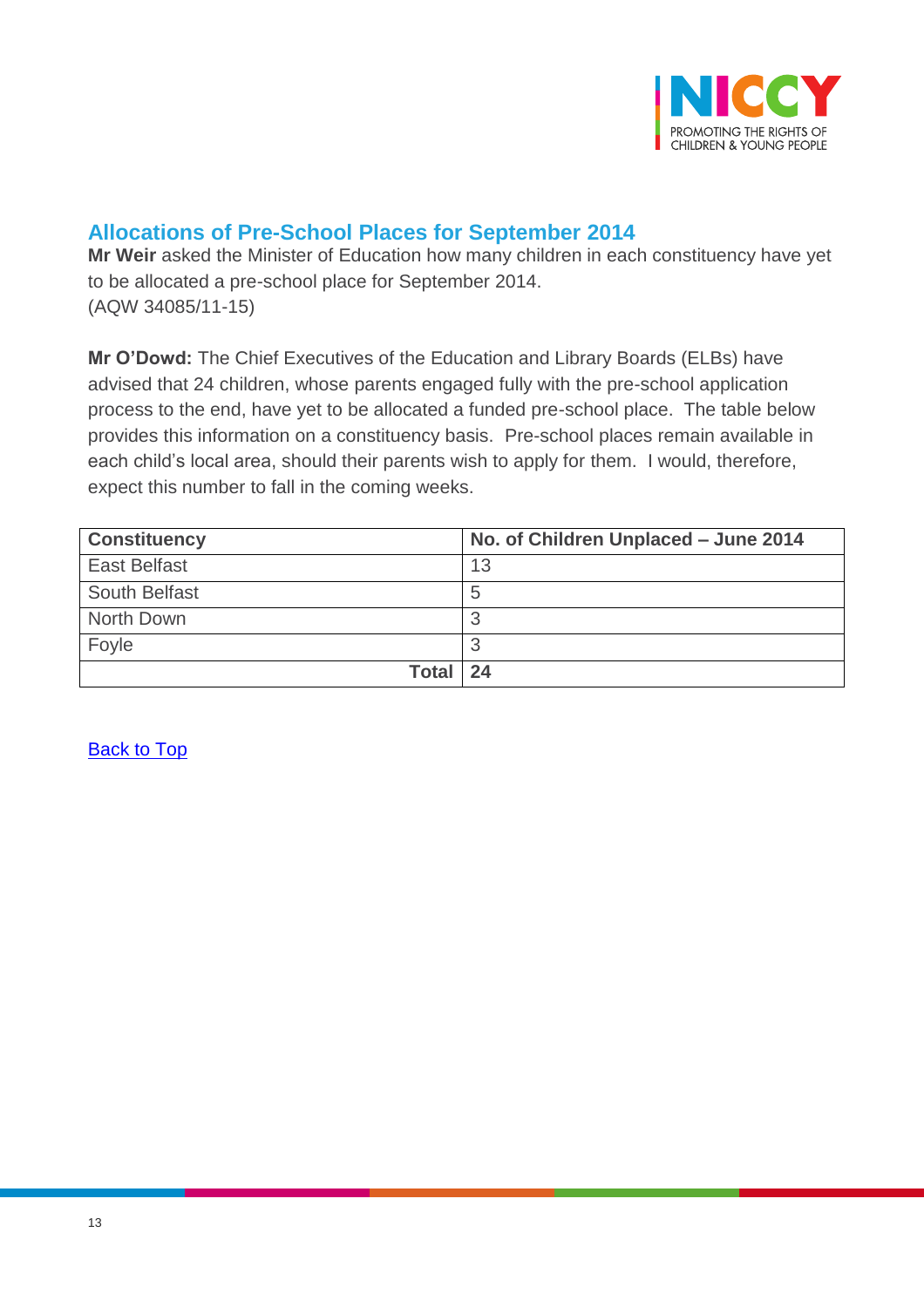## Allocations of Pre-School Places for September 2014

**Mr Weir** asked the Minister of Education how many children in each constituency have yet to be allocated a pre-school place for September 2014.
(AQW 34085/11-15)

**Mr O'Dowd:** The Chief Executives of the Education and Library Boards (ELBs) have advised that 24 children, whose parents engaged fully with the pre-school application process to the end, have yet to be allocated a funded pre-school place. The table below provides this information on a constituency basis. Pre-school places remain available in each child's local area, should their parents wish to apply for them. I would, therefore, expect this number to fall in the coming weeks.

| Constituency | No. of Children Unplaced – June 2014 |
|---|---|
| East Belfast | 13 |
| South Belfast | 5 |
| North Down | 3 |
| Foyle | 3 |
| **Total** | **24** |

Back to Top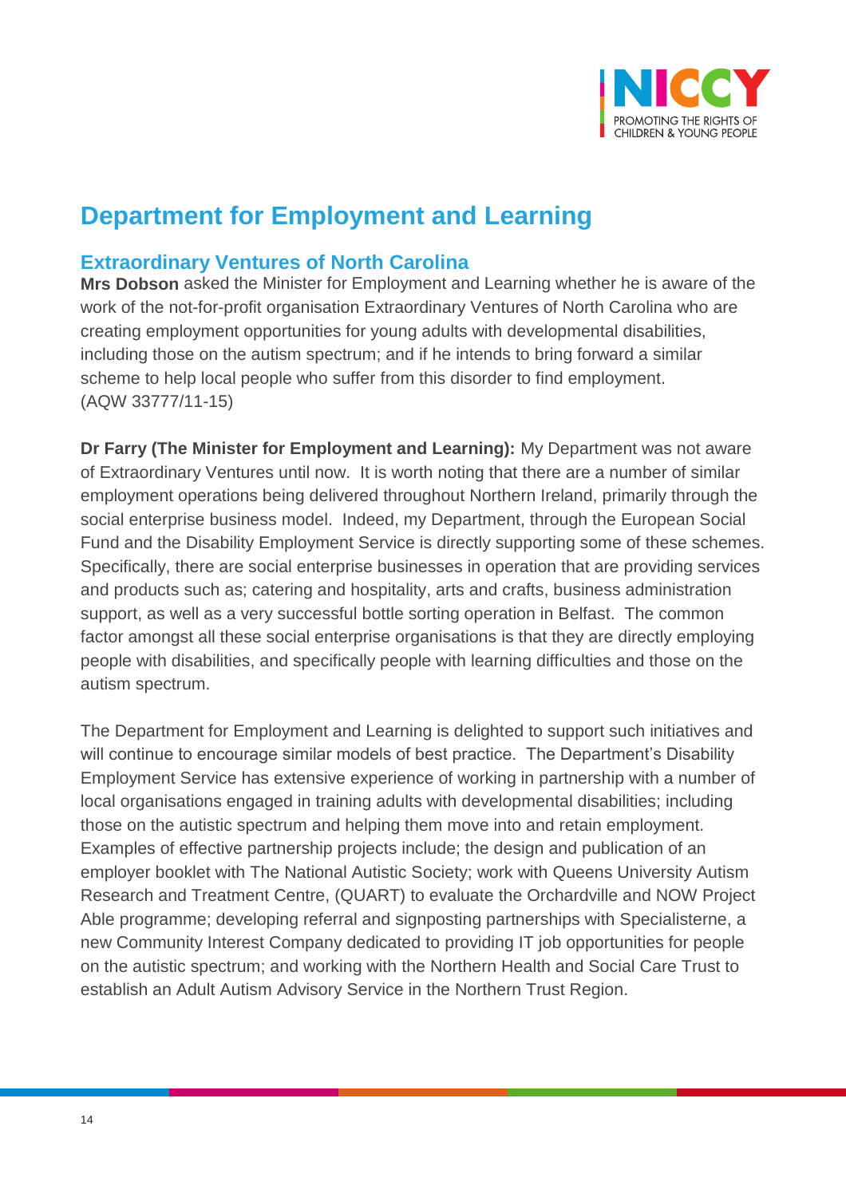# Department for Employment and Learning

## Extraordinary Ventures of North Carolina

**Mrs Dobson** asked the Minister for Employment and Learning whether he is aware of the work of the not-for-profit organisation Extraordinary Ventures of North Carolina who are creating employment opportunities for young adults with developmental disabilities, including those on the autism spectrum; and if he intends to bring forward a similar scheme to help local people who suffer from this disorder to find employment.
(AQW 33777/11-15)

**Dr Farry (The Minister for Employment and Learning):** My Department was not aware of Extraordinary Ventures until now. It is worth noting that there are a number of similar employment operations being delivered throughout Northern Ireland, primarily through the social enterprise business model. Indeed, my Department, through the European Social Fund and the Disability Employment Service is directly supporting some of these schemes. Specifically, there are social enterprise businesses in operation that are providing services and products such as; catering and hospitality, arts and crafts, business administration support, as well as a very successful bottle sorting operation in Belfast. The common factor amongst all these social enterprise organisations is that they are directly employing people with disabilities, and specifically people with learning difficulties and those on the autism spectrum.

The Department for Employment and Learning is delighted to support such initiatives and will continue to encourage similar models of best practice. The Department's Disability Employment Service has extensive experience of working in partnership with a number of local organisations engaged in training adults with developmental disabilities; including those on the autistic spectrum and helping them move into and retain employment. Examples of effective partnership projects include; the design and publication of an employer booklet with The National Autistic Society; work with Queens University Autism Research and Treatment Centre, (QUART) to evaluate the Orchardville and NOW Project Able programme; developing referral and signposting partnerships with Specialisterne, a new Community Interest Company dedicated to providing IT job opportunities for people on the autistic spectrum; and working with the Northern Health and Social Care Trust to establish an Adult Autism Advisory Service in the Northern Trust Region.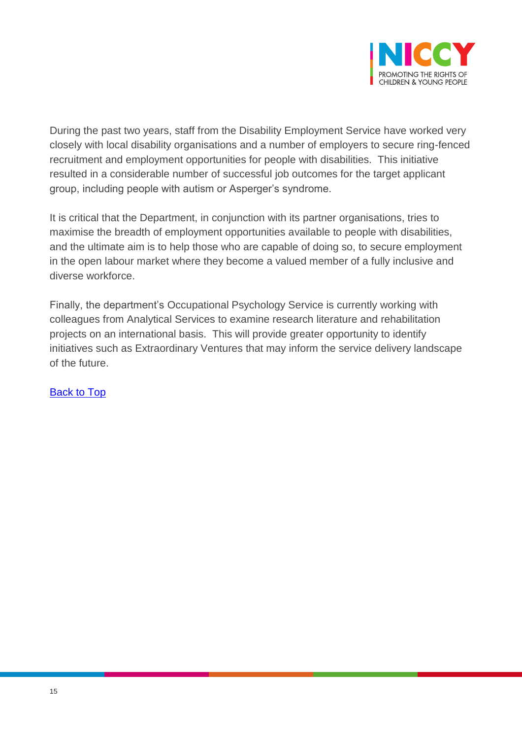During the past two years, staff from the Disability Employment Service have worked very closely with local disability organisations and a number of employers to secure ring-fenced recruitment and employment opportunities for people with disabilities. This initiative resulted in a considerable number of successful job outcomes for the target applicant group, including people with autism or Asperger's syndrome.

It is critical that the Department, in conjunction with its partner organisations, tries to maximise the breadth of employment opportunities available to people with disabilities, and the ultimate aim is to help those who are capable of doing so, to secure employment in the open labour market where they become a valued member of a fully inclusive and diverse workforce.

Finally, the department's Occupational Psychology Service is currently working with colleagues from Analytical Services to examine research literature and rehabilitation projects on an international basis. This will provide greater opportunity to identify initiatives such as Extraordinary Ventures that may inform the service delivery landscape of the future.

Back to Top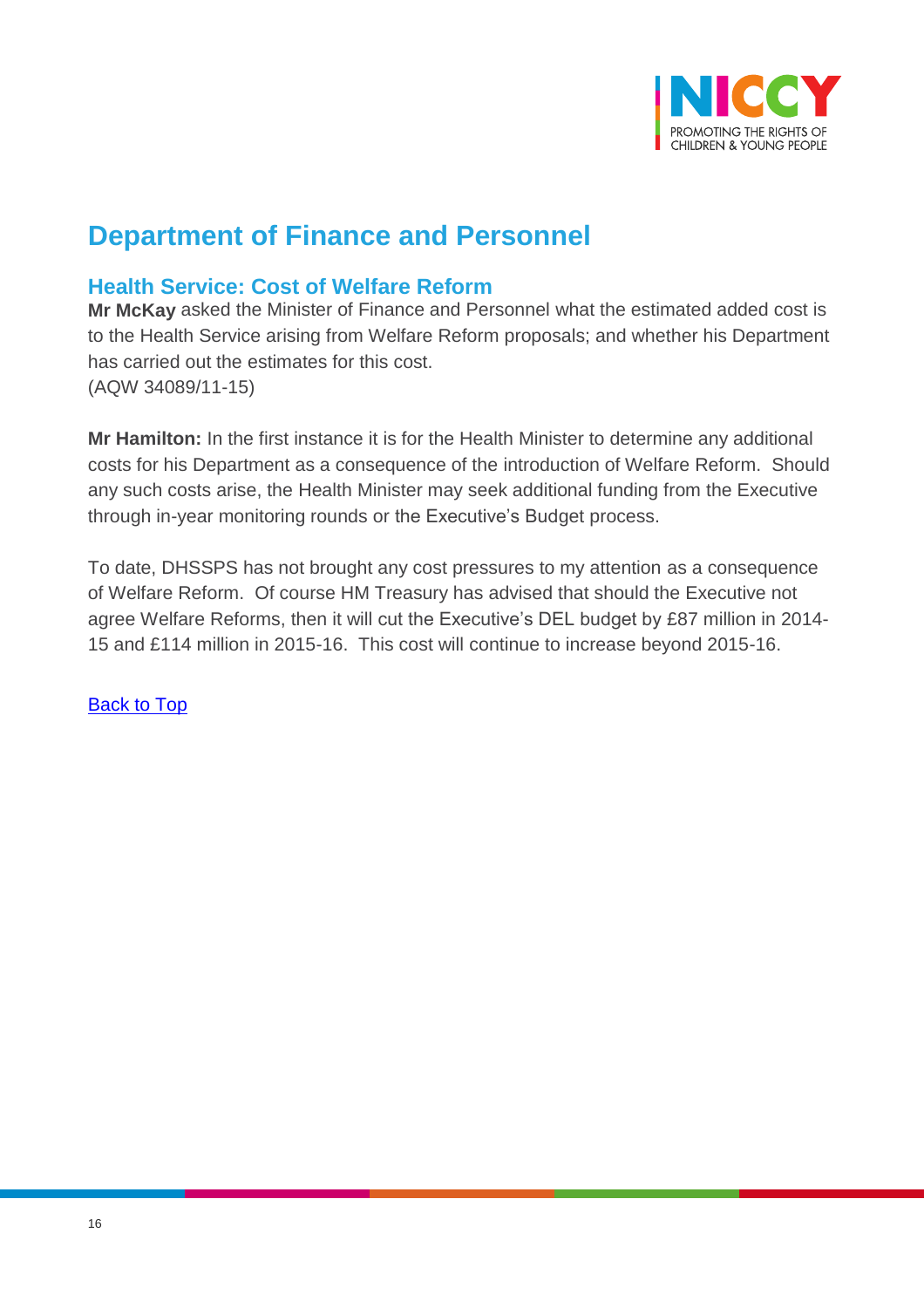# Department of Finance and Personnel

## Health Service: Cost of Welfare Reform

**Mr McKay** asked the Minister of Finance and Personnel what the estimated added cost is to the Health Service arising from Welfare Reform proposals; and whether his Department has carried out the estimates for this cost.
(AQW 34089/11-15)

**Mr Hamilton:** In the first instance it is for the Health Minister to determine any additional costs for his Department as a consequence of the introduction of Welfare Reform. Should any such costs arise, the Health Minister may seek additional funding from the Executive through in-year monitoring rounds or the Executive's Budget process.

To date, DHSSPS has not brought any cost pressures to my attention as a consequence of Welfare Reform. Of course HM Treasury has advised that should the Executive not agree Welfare Reforms, then it will cut the Executive's DEL budget by £87 million in 2014-15 and £114 million in 2015-16. This cost will continue to increase beyond 2015-16.

Back to Top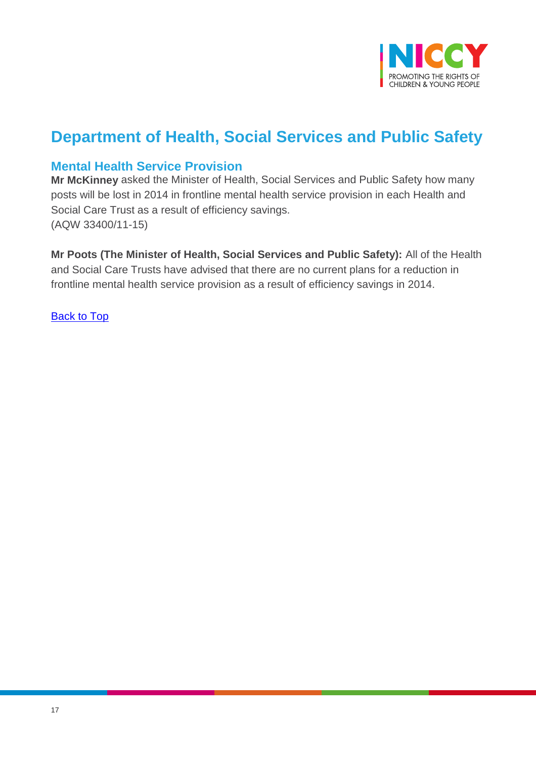## Department of Health, Social Services and Public Safety

### Mental Health Service Provision

**Mr McKinney** asked the Minister of Health, Social Services and Public Safety how many posts will be lost in 2014 in frontline mental health service provision in each Health and Social Care Trust as a result of efficiency savings.
(AQW 33400/11-15)

**Mr Poots (The Minister of Health, Social Services and Public Safety):** All of the Health and Social Care Trusts have advised that there are no current plans for a reduction in frontline mental health service provision as a result of efficiency savings in 2014.

Back to Top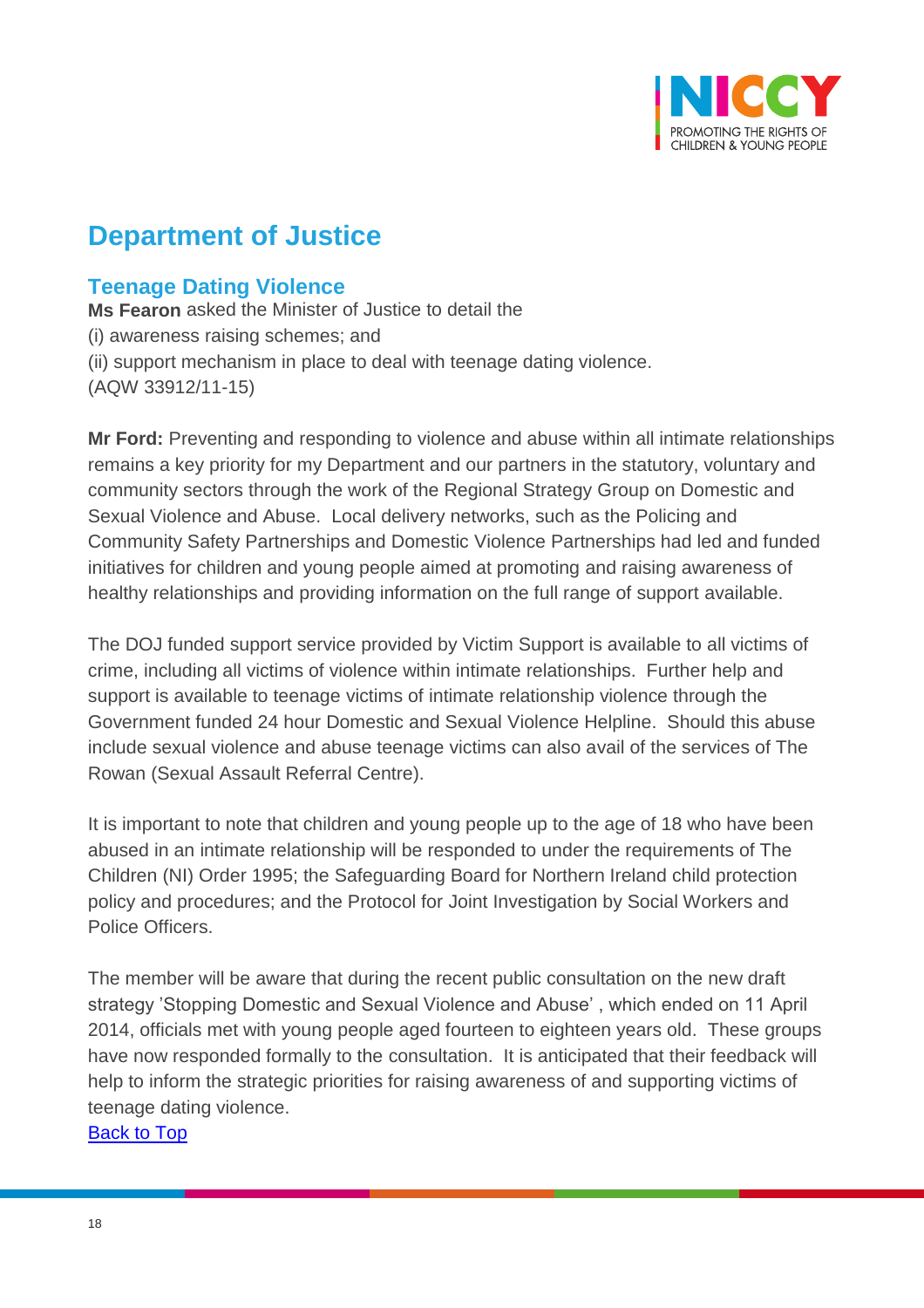# Department of Justice

## Teenage Dating Violence

**Ms Fearon** asked the Minister of Justice to detail the
(i) awareness raising schemes; and
(ii) support mechanism in place to deal with teenage dating violence.
(AQW 33912/11-15)

**Mr Ford:** Preventing and responding to violence and abuse within all intimate relationships remains a key priority for my Department and our partners in the statutory, voluntary and community sectors through the work of the Regional Strategy Group on Domestic and Sexual Violence and Abuse. Local delivery networks, such as the Policing and Community Safety Partnerships and Domestic Violence Partnerships had led and funded initiatives for children and young people aimed at promoting and raising awareness of healthy relationships and providing information on the full range of support available.

The DOJ funded support service provided by Victim Support is available to all victims of crime, including all victims of violence within intimate relationships. Further help and support is available to teenage victims of intimate relationship violence through the Government funded 24 hour Domestic and Sexual Violence Helpline. Should this abuse include sexual violence and abuse teenage victims can also avail of the services of The Rowan (Sexual Assault Referral Centre).

It is important to note that children and young people up to the age of 18 who have been abused in an intimate relationship will be responded to under the requirements of The Children (NI) Order 1995; the Safeguarding Board for Northern Ireland child protection policy and procedures; and the Protocol for Joint Investigation by Social Workers and Police Officers.

The member will be aware that during the recent public consultation on the new draft strategy 'Stopping Domestic and Sexual Violence and Abuse' , which ended on 11 April 2014, officials met with young people aged fourteen to eighteen years old. These groups have now responded formally to the consultation. It is anticipated that their feedback will help to inform the strategic priorities for raising awareness of and supporting victims of teenage dating violence.

Back to Top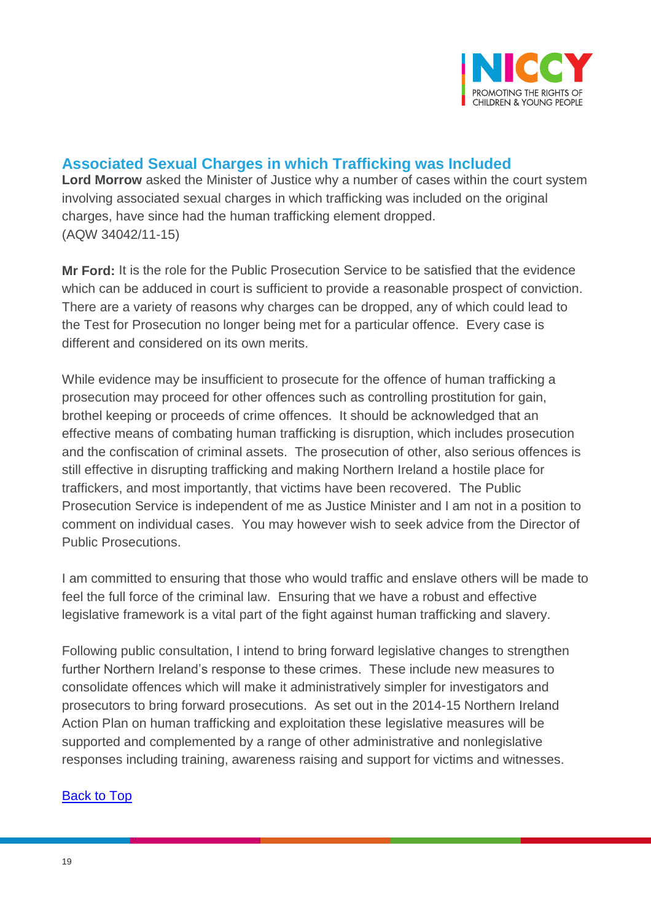## Associated Sexual Charges in which Trafficking was Included

**Lord Morrow** asked the Minister of Justice why a number of cases within the court system involving associated sexual charges in which trafficking was included on the original charges, have since had the human trafficking element dropped.
(AQW 34042/11-15)

**Mr Ford:** It is the role for the Public Prosecution Service to be satisfied that the evidence which can be adduced in court is sufficient to provide a reasonable prospect of conviction. There are a variety of reasons why charges can be dropped, any of which could lead to the Test for Prosecution no longer being met for a particular offence. Every case is different and considered on its own merits.

While evidence may be insufficient to prosecute for the offence of human trafficking a prosecution may proceed for other offences such as controlling prostitution for gain, brothel keeping or proceeds of crime offences. It should be acknowledged that an effective means of combating human trafficking is disruption, which includes prosecution and the confiscation of criminal assets. The prosecution of other, also serious offences is still effective in disrupting trafficking and making Northern Ireland a hostile place for traffickers, and most importantly, that victims have been recovered. The Public Prosecution Service is independent of me as Justice Minister and I am not in a position to comment on individual cases. You may however wish to seek advice from the Director of Public Prosecutions.

I am committed to ensuring that those who would traffic and enslave others will be made to feel the full force of the criminal law. Ensuring that we have a robust and effective legislative framework is a vital part of the fight against human trafficking and slavery.

Following public consultation, I intend to bring forward legislative changes to strengthen further Northern Ireland's response to these crimes. These include new measures to consolidate offences which will make it administratively simpler for investigators and prosecutors to bring forward prosecutions. As set out in the 2014-15 Northern Ireland Action Plan on human trafficking and exploitation these legislative measures will be supported and complemented by a range of other administrative and nonlegislative responses including training, awareness raising and support for victims and witnesses.

Back to Top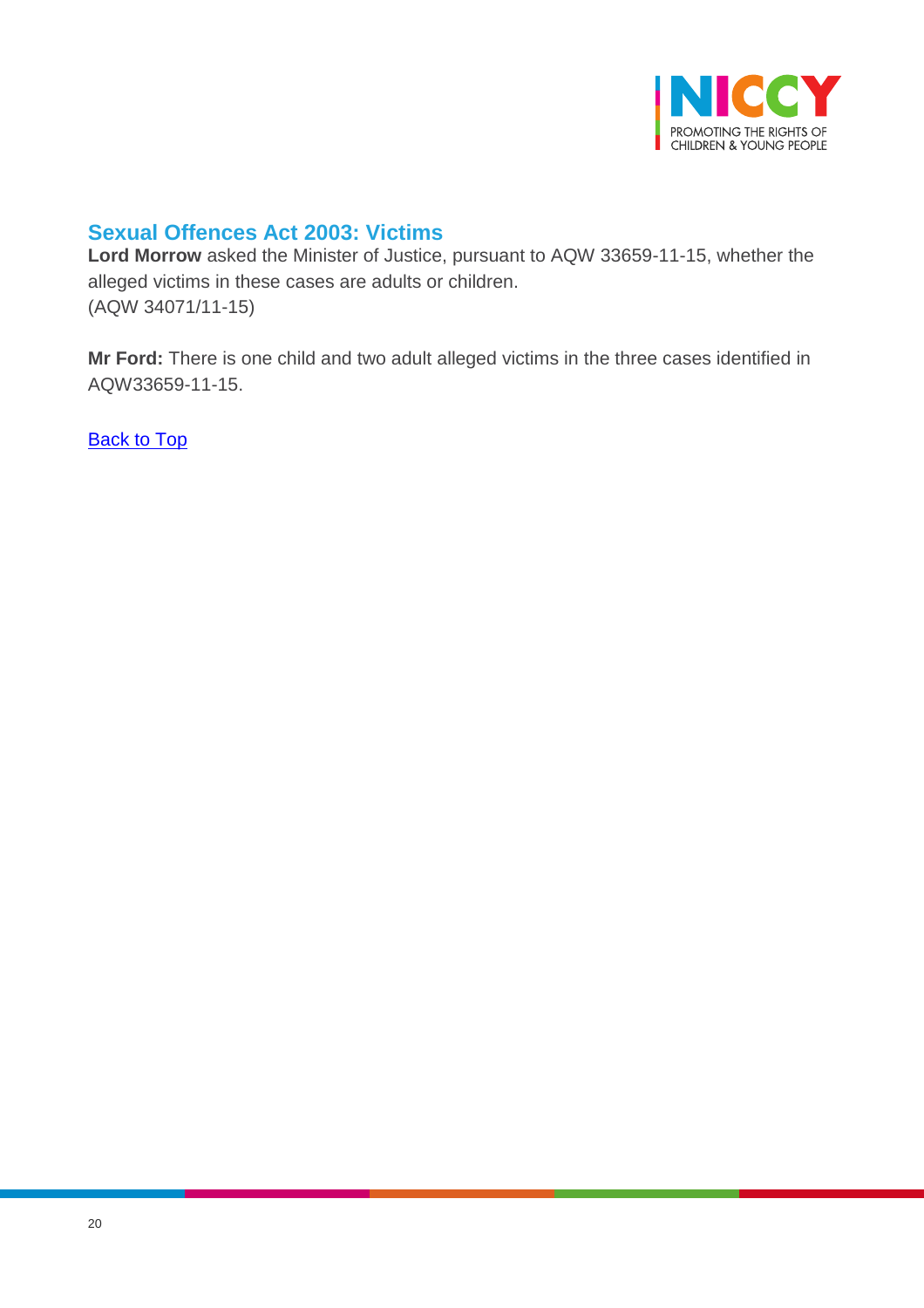## Sexual Offences Act 2003: Victims

**Lord Morrow** asked the Minister of Justice, pursuant to AQW 33659-11-15, whether the alleged victims in these cases are adults or children.
(AQW 34071/11-15)

**Mr Ford:** There is one child and two adult alleged victims in the three cases identified in AQW33659-11-15.

Back to Top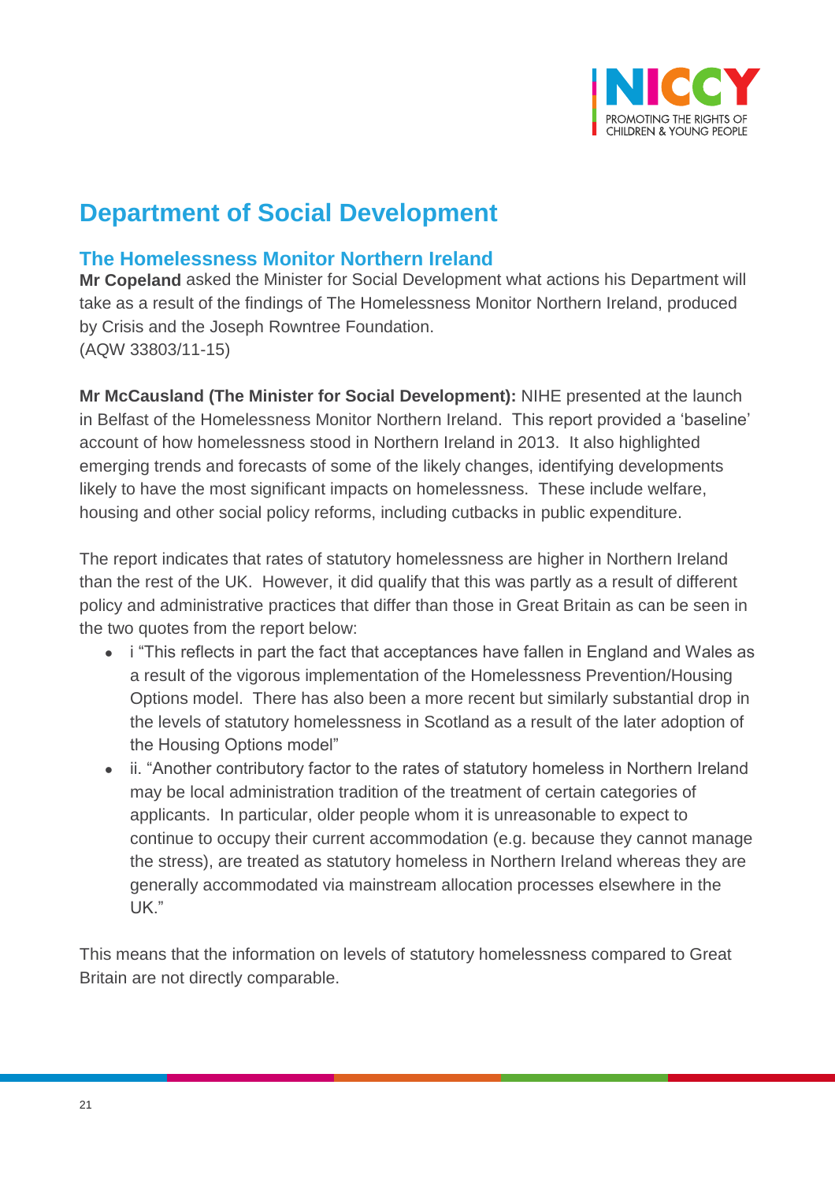## Department of Social Development

### The Homelessness Monitor Northern Ireland

**Mr Copeland** asked the Minister for Social Development what actions his Department will take as a result of the findings of The Homelessness Monitor Northern Ireland, produced by Crisis and the Joseph Rowntree Foundation.
(AQW 33803/11-15)

**Mr McCausland (The Minister for Social Development):** NIHE presented at the launch in Belfast of the Homelessness Monitor Northern Ireland. This report provided a 'baseline' account of how homelessness stood in Northern Ireland in 2013. It also highlighted emerging trends and forecasts of some of the likely changes, identifying developments likely to have the most significant impacts on homelessness. These include welfare, housing and other social policy reforms, including cutbacks in public expenditure.

The report indicates that rates of statutory homelessness are higher in Northern Ireland than the rest of the UK. However, it did qualify that this was partly as a result of different policy and administrative practices that differ than those in Great Britain as can be seen in the two quotes from the report below:

- i "This reflects in part the fact that acceptances have fallen in England and Wales as a result of the vigorous implementation of the Homelessness Prevention/Housing Options model. There has also been a more recent but similarly substantial drop in the levels of statutory homelessness in Scotland as a result of the later adoption of the Housing Options model"
- ii. "Another contributory factor to the rates of statutory homeless in Northern Ireland may be local administration tradition of the treatment of certain categories of applicants. In particular, older people whom it is unreasonable to expect to continue to occupy their current accommodation (e.g. because they cannot manage the stress), are treated as statutory homeless in Northern Ireland whereas they are generally accommodated via mainstream allocation processes elsewhere in the UK."

This means that the information on levels of statutory homelessness compared to Great Britain are not directly comparable.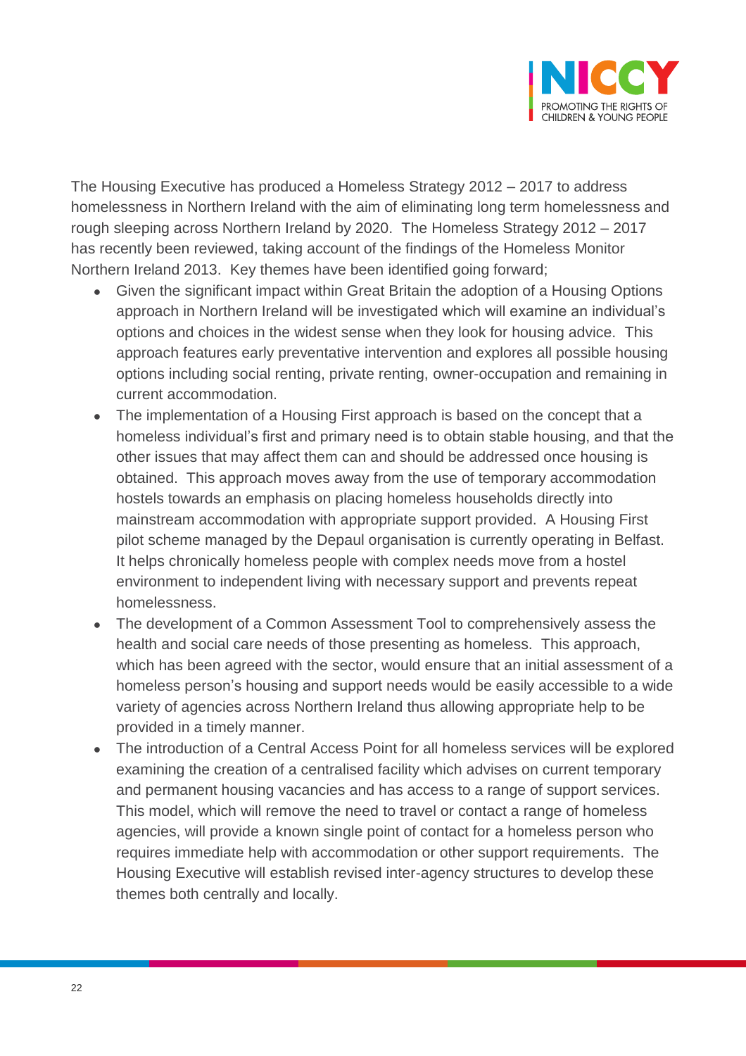The Housing Executive has produced a Homeless Strategy 2012 – 2017 to address homelessness in Northern Ireland with the aim of eliminating long term homelessness and rough sleeping across Northern Ireland by 2020. The Homeless Strategy 2012 – 2017 has recently been reviewed, taking account of the findings of the Homeless Monitor Northern Ireland 2013. Key themes have been identified going forward;

- Given the significant impact within Great Britain the adoption of a Housing Options approach in Northern Ireland will be investigated which will examine an individual's options and choices in the widest sense when they look for housing advice. This approach features early preventative intervention and explores all possible housing options including social renting, private renting, owner-occupation and remaining in current accommodation.
- The implementation of a Housing First approach is based on the concept that a homeless individual's first and primary need is to obtain stable housing, and that the other issues that may affect them can and should be addressed once housing is obtained. This approach moves away from the use of temporary accommodation hostels towards an emphasis on placing homeless households directly into mainstream accommodation with appropriate support provided. A Housing First pilot scheme managed by the Depaul organisation is currently operating in Belfast. It helps chronically homeless people with complex needs move from a hostel environment to independent living with necessary support and prevents repeat homelessness.
- The development of a Common Assessment Tool to comprehensively assess the health and social care needs of those presenting as homeless. This approach, which has been agreed with the sector, would ensure that an initial assessment of a homeless person's housing and support needs would be easily accessible to a wide variety of agencies across Northern Ireland thus allowing appropriate help to be provided in a timely manner.
- The introduction of a Central Access Point for all homeless services will be explored examining the creation of a centralised facility which advises on current temporary and permanent housing vacancies and has access to a range of support services. This model, which will remove the need to travel or contact a range of homeless agencies, will provide a known single point of contact for a homeless person who requires immediate help with accommodation or other support requirements. The Housing Executive will establish revised inter-agency structures to develop these themes both centrally and locally.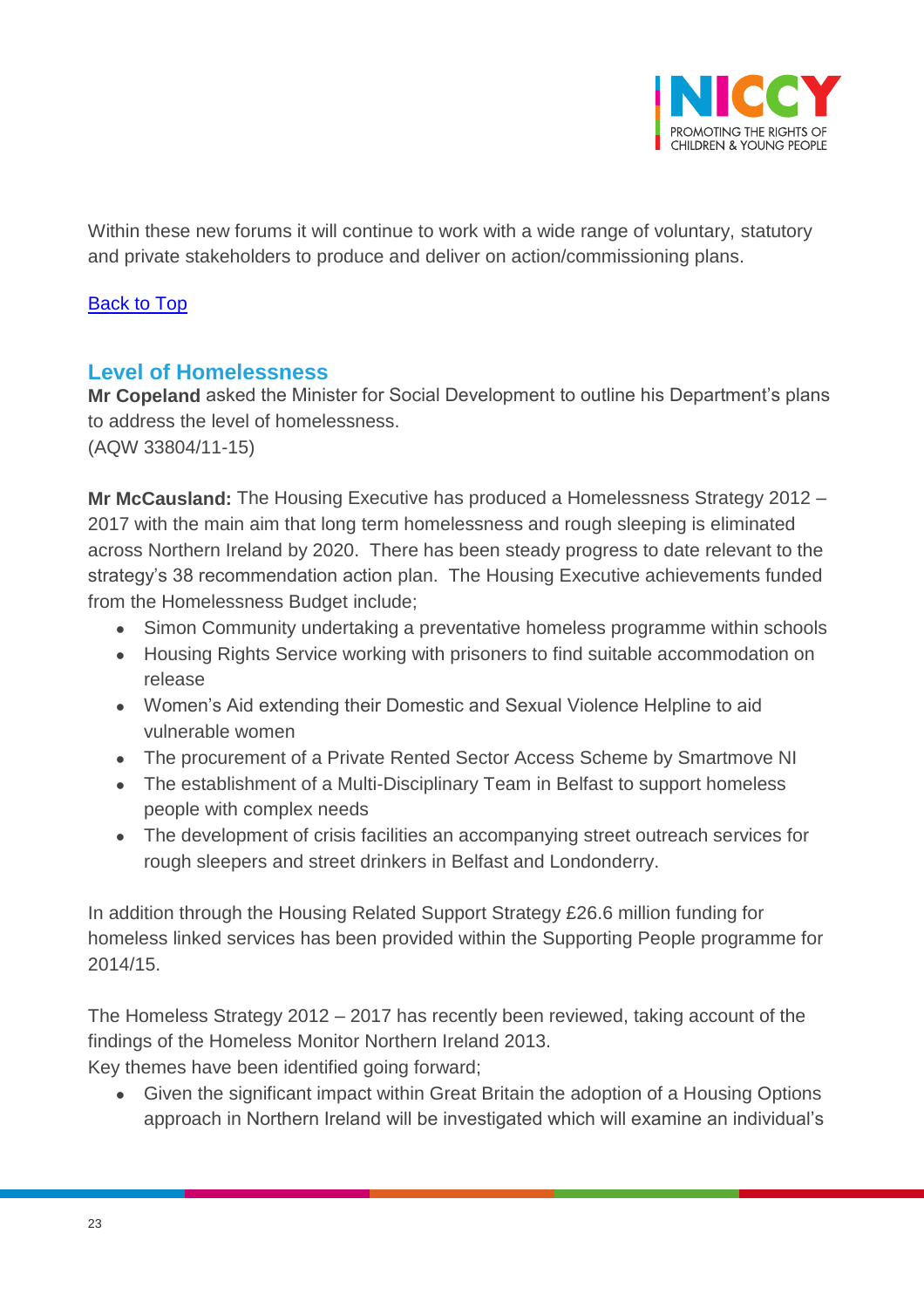Within these new forums it will continue to work with a wide range of voluntary, statutory and private stakeholders to produce and deliver on action/commissioning plans.

[Back to Top](#)

## Level of Homelessness

**Mr Copeland** asked the Minister for Social Development to outline his Department's plans to address the level of homelessness.
(AQW 33804/11-15)

**Mr McCausland:** The Housing Executive has produced a Homelessness Strategy 2012 – 2017 with the main aim that long term homelessness and rough sleeping is eliminated across Northern Ireland by 2020. There has been steady progress to date relevant to the strategy's 38 recommendation action plan. The Housing Executive achievements funded from the Homelessness Budget include;

- Simon Community undertaking a preventative homeless programme within schools
- Housing Rights Service working with prisoners to find suitable accommodation on release
- Women's Aid extending their Domestic and Sexual Violence Helpline to aid vulnerable women
- The procurement of a Private Rented Sector Access Scheme by Smartmove NI
- The establishment of a Multi-Disciplinary Team in Belfast to support homeless people with complex needs
- The development of crisis facilities an accompanying street outreach services for rough sleepers and street drinkers in Belfast and Londonderry.

In addition through the Housing Related Support Strategy £26.6 million funding for homeless linked services has been provided within the Supporting People programme for 2014/15.

The Homeless Strategy 2012 – 2017 has recently been reviewed, taking account of the findings of the Homeless Monitor Northern Ireland 2013.
Key themes have been identified going forward;

- Given the significant impact within Great Britain the adoption of a Housing Options approach in Northern Ireland will be investigated which will examine an individual's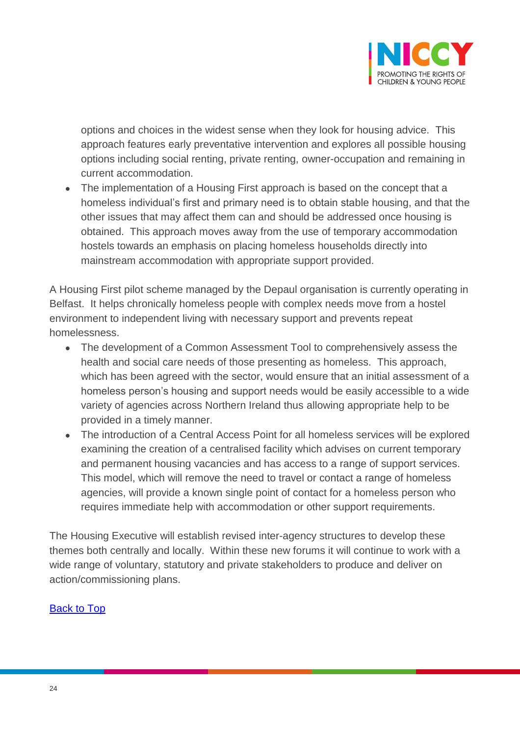options and choices in the widest sense when they look for housing advice. This approach features early preventative intervention and explores all possible housing options including social renting, private renting, owner-occupation and remaining in current accommodation.
- The implementation of a Housing First approach is based on the concept that a homeless individual's first and primary need is to obtain stable housing, and that the other issues that may affect them can and should be addressed once housing is obtained. This approach moves away from the use of temporary accommodation hostels towards an emphasis on placing homeless households directly into mainstream accommodation with appropriate support provided.

A Housing First pilot scheme managed by the Depaul organisation is currently operating in Belfast. It helps chronically homeless people with complex needs move from a hostel environment to independent living with necessary support and prevents repeat homelessness.

- The development of a Common Assessment Tool to comprehensively assess the health and social care needs of those presenting as homeless. This approach, which has been agreed with the sector, would ensure that an initial assessment of a homeless person's housing and support needs would be easily accessible to a wide variety of agencies across Northern Ireland thus allowing appropriate help to be provided in a timely manner.
- The introduction of a Central Access Point for all homeless services will be explored examining the creation of a centralised facility which advises on current temporary and permanent housing vacancies and has access to a range of support services. This model, which will remove the need to travel or contact a range of homeless agencies, will provide a known single point of contact for a homeless person who requires immediate help with accommodation or other support requirements.

The Housing Executive will establish revised inter-agency structures to develop these themes both centrally and locally. Within these new forums it will continue to work with a wide range of voluntary, statutory and private stakeholders to produce and deliver on action/commissioning plans.

Back to Top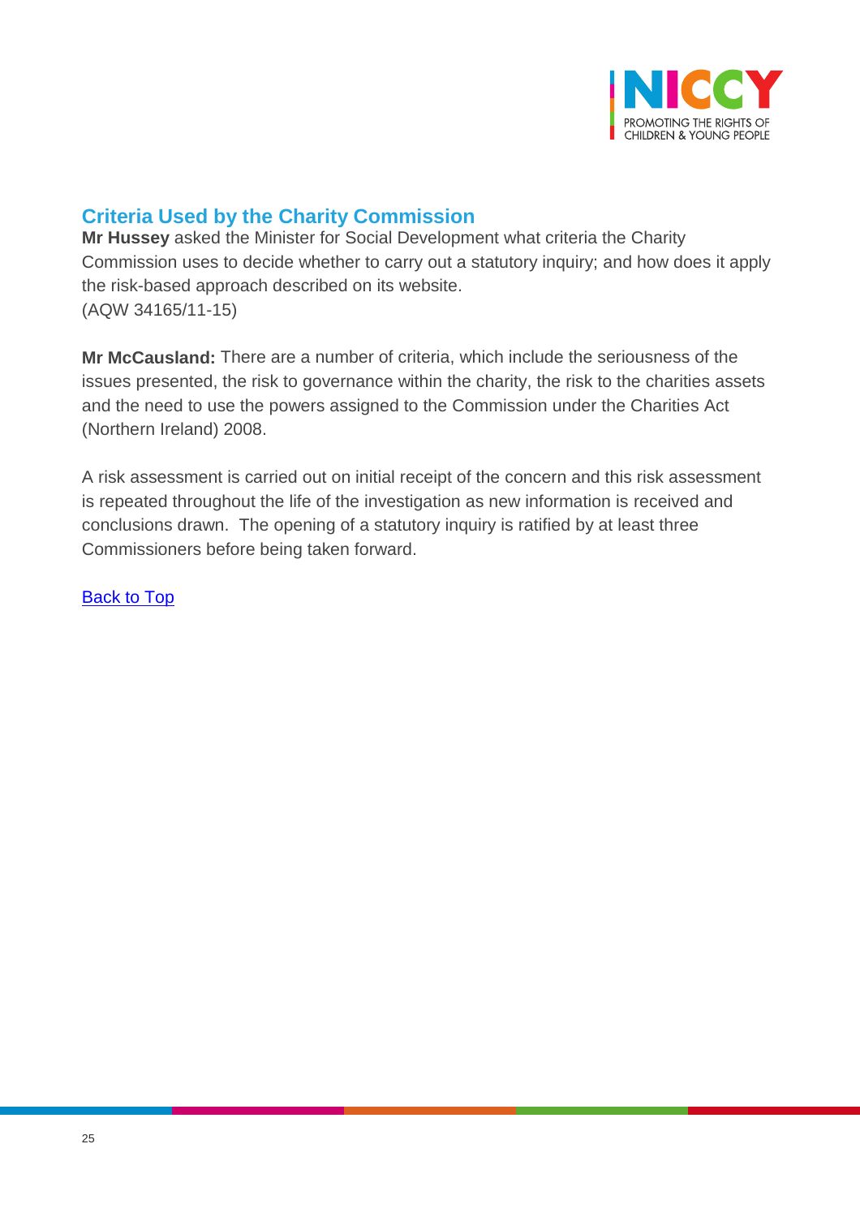## Criteria Used by the Charity Commission

**Mr Hussey** asked the Minister for Social Development what criteria the Charity Commission uses to decide whether to carry out a statutory inquiry; and how does it apply the risk-based approach described on its website.
(AQW 34165/11-15)

**Mr McCausland:** There are a number of criteria, which include the seriousness of the issues presented, the risk to governance within the charity, the risk to the charities assets and the need to use the powers assigned to the Commission under the Charities Act (Northern Ireland) 2008.

A risk assessment is carried out on initial receipt of the concern and this risk assessment is repeated throughout the life of the investigation as new information is received and conclusions drawn. The opening of a statutory inquiry is ratified by at least three Commissioners before being taken forward.

Back to Top